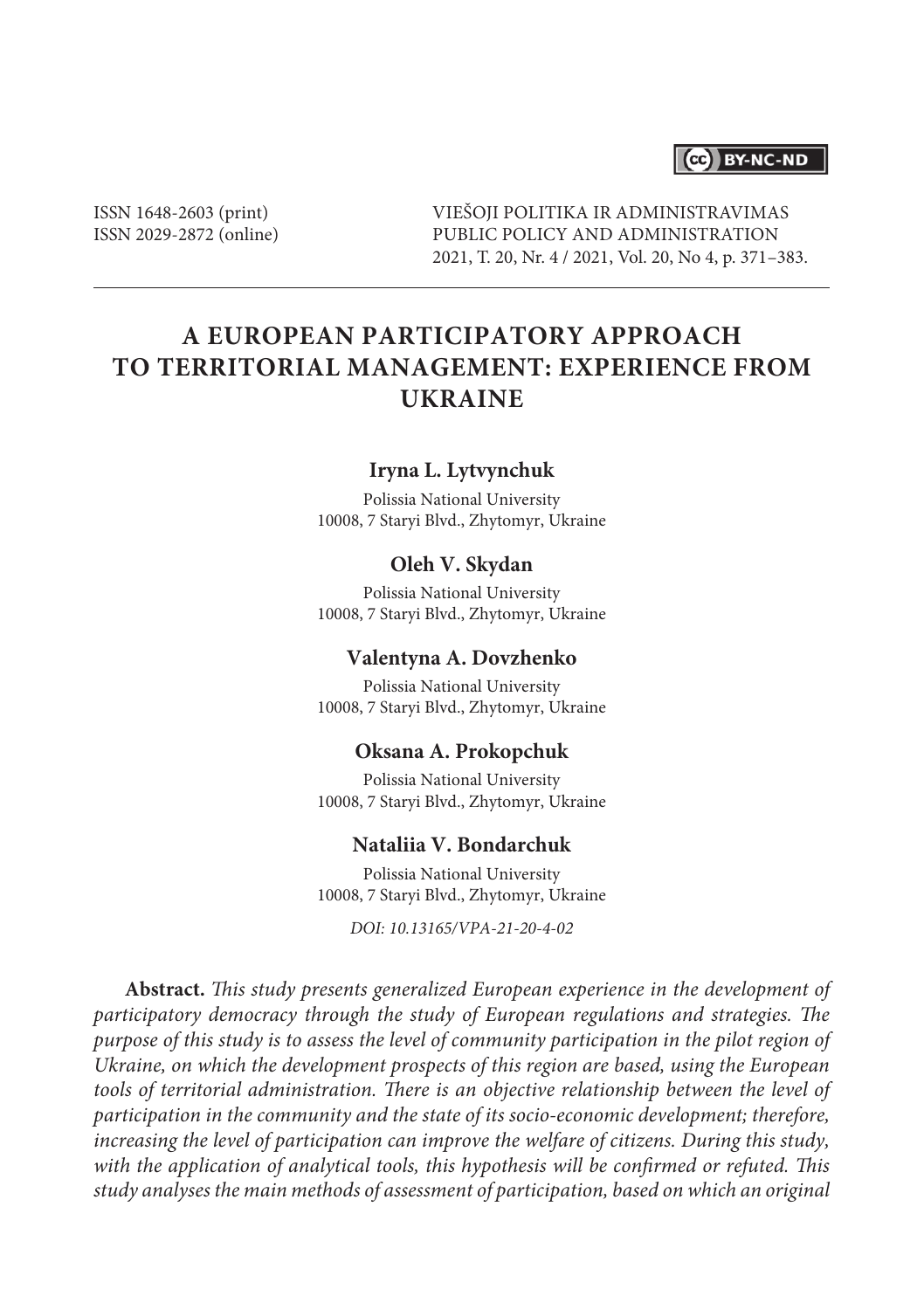ISSN 1648-2603 (print)
ISSN 2029-2872 (online)

VIEŠOJI POLITIKA IR ADMINISTRAVIMAS
PUBLIC POLICY AND ADMINISTRATION
2021, T. 20, Nr. 4 / 2021, Vol. 20, No 4, p. 371–383.

# A EUROPEAN PARTICIPATORY APPROACH TO TERRITORIAL MANAGEMENT: EXPERIENCE FROM UKRAINE

**Iryna L. Lytvynchuk**

Polissia National University
10008, 7 Staryi Blvd., Zhytomyr, Ukraine

**Oleh V. Skydan**

Polissia National University
10008, 7 Staryi Blvd., Zhytomyr, Ukraine

**Valentyna A. Dovzhenko**

Polissia National University
10008, 7 Staryi Blvd., Zhytomyr, Ukraine

**Oksana A. Prokopchuk**

Polissia National University
10008, 7 Staryi Blvd., Zhytomyr, Ukraine

**Nataliia V. Bondarchuk**

Polissia National University
10008, 7 Staryi Blvd., Zhytomyr, Ukraine

*DOI: 10.13165/VPA-21-20-4-02*

**Abstract.** *This study presents generalized European experience in the development of participatory democracy through the study of European regulations and strategies. The purpose of this study is to assess the level of community participation in the pilot region of Ukraine, on which the development prospects of this region are based, using the European tools of territorial administration. There is an objective relationship between the level of participation in the community and the state of its socio-economic development; therefore, increasing the level of participation can improve the welfare of citizens. During this study, with the application of analytical tools, this hypothesis will be confirmed or refuted. This study analyses the main methods of assessment of participation, based on which an original*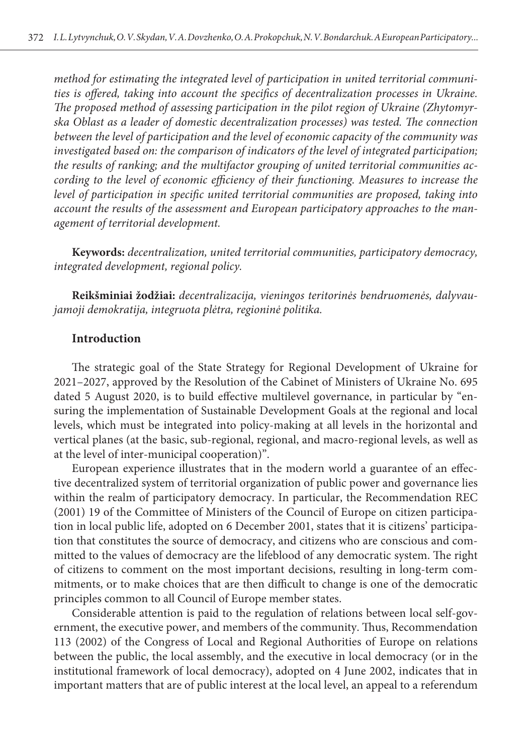*method for estimating the integrated level of participation in united territorial communities is offered, taking into account the specifics of decentralization processes in Ukraine. The proposed method of assessing participation in the pilot region of Ukraine (Zhytomyrska Oblast as a leader of domestic decentralization processes) was tested. The connection between the level of participation and the level of economic capacity of the community was investigated based on: the comparison of indicators of the level of integrated participation; the results of ranking; and the multifactor grouping of united territorial communities according to the level of economic efficiency of their functioning. Measures to increase the level of participation in specific united territorial communities are proposed, taking into account the results of the assessment and European participatory approaches to the management of territorial development.*

**Keywords:** *decentralization, united territorial communities, participatory democracy, integrated development, regional policy.*

**Reikšminiai žodžiai:** *decentralizacija, vieningos teritorinės bendruomenės, dalyvaujamoji demokratija, integruota plėtra, regioninė politika.*

## Introduction

The strategic goal of the State Strategy for Regional Development of Ukraine for 2021–2027, approved by the Resolution of the Cabinet of Ministers of Ukraine No. 695 dated 5 August 2020, is to build effective multilevel governance, in particular by "ensuring the implementation of Sustainable Development Goals at the regional and local levels, which must be integrated into policy-making at all levels in the horizontal and vertical planes (at the basic, sub-regional, regional, and macro-regional levels, as well as at the level of inter-municipal cooperation)".

European experience illustrates that in the modern world a guarantee of an effective decentralized system of territorial organization of public power and governance lies within the realm of participatory democracy. In particular, the Recommendation REC (2001) 19 of the Committee of Ministers of the Council of Europe on citizen participation in local public life, adopted on 6 December 2001, states that it is citizens' participation that constitutes the source of democracy, and citizens who are conscious and committed to the values of democracy are the lifeblood of any democratic system. The right of citizens to comment on the most important decisions, resulting in long-term commitments, or to make choices that are then difficult to change is one of the democratic principles common to all Council of Europe member states.

Considerable attention is paid to the regulation of relations between local self-government, the executive power, and members of the community. Thus, Recommendation 113 (2002) of the Congress of Local and Regional Authorities of Europe on relations between the public, the local assembly, and the executive in local democracy (or in the institutional framework of local democracy), adopted on 4 June 2002, indicates that in important matters that are of public interest at the local level, an appeal to a referendum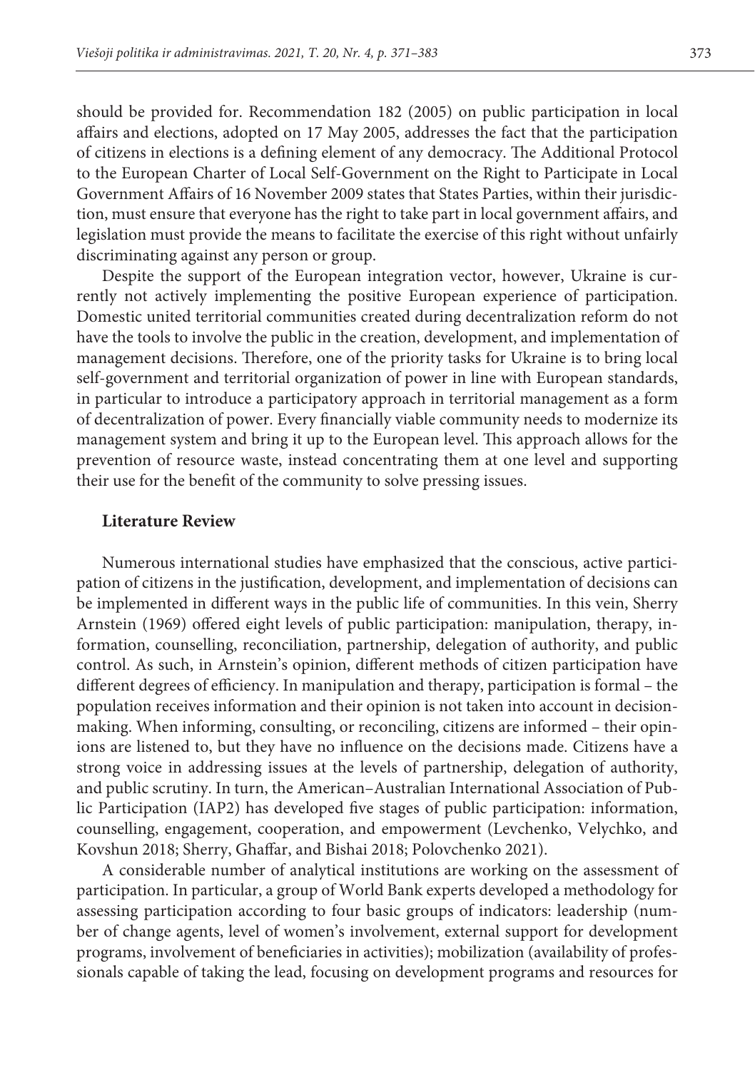should be provided for. Recommendation 182 (2005) on public participation in local affairs and elections, adopted on 17 May 2005, addresses the fact that the participation of citizens in elections is a defining element of any democracy. The Additional Protocol to the European Charter of Local Self-Government on the Right to Participate in Local Government Affairs of 16 November 2009 states that States Parties, within their jurisdiction, must ensure that everyone has the right to take part in local government affairs, and legislation must provide the means to facilitate the exercise of this right without unfairly discriminating against any person or group.

Despite the support of the European integration vector, however, Ukraine is currently not actively implementing the positive European experience of participation. Domestic united territorial communities created during decentralization reform do not have the tools to involve the public in the creation, development, and implementation of management decisions. Therefore, one of the priority tasks for Ukraine is to bring local self-government and territorial organization of power in line with European standards, in particular to introduce a participatory approach in territorial management as a form of decentralization of power. Every financially viable community needs to modernize its management system and bring it up to the European level. This approach allows for the prevention of resource waste, instead concentrating them at one level and supporting their use for the benefit of the community to solve pressing issues.

## Literature Review

Numerous international studies have emphasized that the conscious, active participation of citizens in the justification, development, and implementation of decisions can be implemented in different ways in the public life of communities. In this vein, Sherry Arnstein (1969) offered eight levels of public participation: manipulation, therapy, information, counselling, reconciliation, partnership, delegation of authority, and public control. As such, in Arnstein's opinion, different methods of citizen participation have different degrees of efficiency. In manipulation and therapy, participation is formal – the population receives information and their opinion is not taken into account in decision-making. When informing, consulting, or reconciling, citizens are informed – their opinions are listened to, but they have no influence on the decisions made. Citizens have a strong voice in addressing issues at the levels of partnership, delegation of authority, and public scrutiny. In turn, the American–Australian International Association of Public Participation (IAP2) has developed five stages of public participation: information, counselling, engagement, cooperation, and empowerment (Levchenko, Velychko, and Kovshun 2018; Sherry, Ghaffar, and Bishai 2018; Polovchenko 2021).

A considerable number of analytical institutions are working on the assessment of participation. In particular, a group of World Bank experts developed a methodology for assessing participation according to four basic groups of indicators: leadership (number of change agents, level of women's involvement, external support for development programs, involvement of beneficiaries in activities); mobilization (availability of professionals capable of taking the lead, focusing on development programs and resources for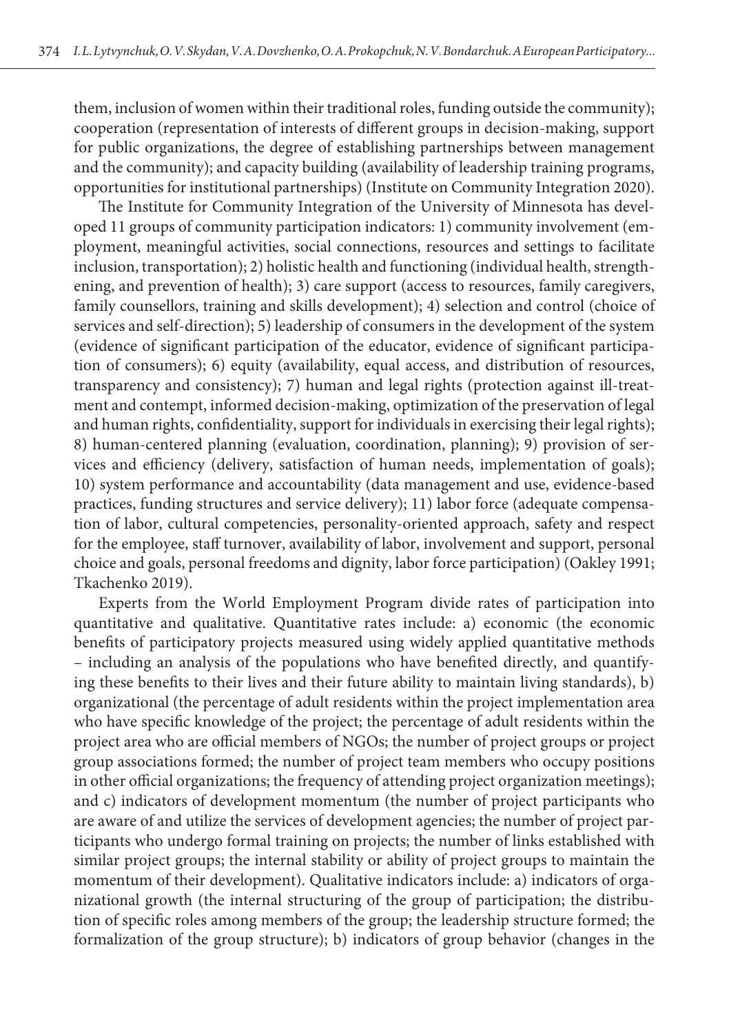them, inclusion of women within their traditional roles, funding outside the community); cooperation (representation of interests of different groups in decision-making, support for public organizations, the degree of establishing partnerships between management and the community); and capacity building (availability of leadership training programs, opportunities for institutional partnerships) (Institute on Community Integration 2020).

The Institute for Community Integration of the University of Minnesota has developed 11 groups of community participation indicators: 1) community involvement (employment, meaningful activities, social connections, resources and settings to facilitate inclusion, transportation); 2) holistic health and functioning (individual health, strengthening, and prevention of health); 3) care support (access to resources, family caregivers, family counsellors, training and skills development); 4) selection and control (choice of services and self-direction); 5) leadership of consumers in the development of the system (evidence of significant participation of the educator, evidence of significant participation of consumers); 6) equity (availability, equal access, and distribution of resources, transparency and consistency); 7) human and legal rights (protection against ill-treatment and contempt, informed decision-making, optimization of the preservation of legal and human rights, confidentiality, support for individuals in exercising their legal rights); 8) human-centered planning (evaluation, coordination, planning); 9) provision of services and efficiency (delivery, satisfaction of human needs, implementation of goals); 10) system performance and accountability (data management and use, evidence-based practices, funding structures and service delivery); 11) labor force (adequate compensation of labor, cultural competencies, personality-oriented approach, safety and respect for the employee, staff turnover, availability of labor, involvement and support, personal choice and goals, personal freedoms and dignity, labor force participation) (Oakley 1991; Tkachenko 2019).

Experts from the World Employment Program divide rates of participation into quantitative and qualitative. Quantitative rates include: a) economic (the economic benefits of participatory projects measured using widely applied quantitative methods – including an analysis of the populations who have benefited directly, and quantifying these benefits to their lives and their future ability to maintain living standards), b) organizational (the percentage of adult residents within the project implementation area who have specific knowledge of the project; the percentage of adult residents within the project area who are official members of NGOs; the number of project groups or project group associations formed; the number of project team members who occupy positions in other official organizations; the frequency of attending project organization meetings); and c) indicators of development momentum (the number of project participants who are aware of and utilize the services of development agencies; the number of project participants who undergo formal training on projects; the number of links established with similar project groups; the internal stability or ability of project groups to maintain the momentum of their development). Qualitative indicators include: a) indicators of organizational growth (the internal structuring of the group of participation; the distribution of specific roles among members of the group; the leadership structure formed; the formalization of the group structure); b) indicators of group behavior (changes in the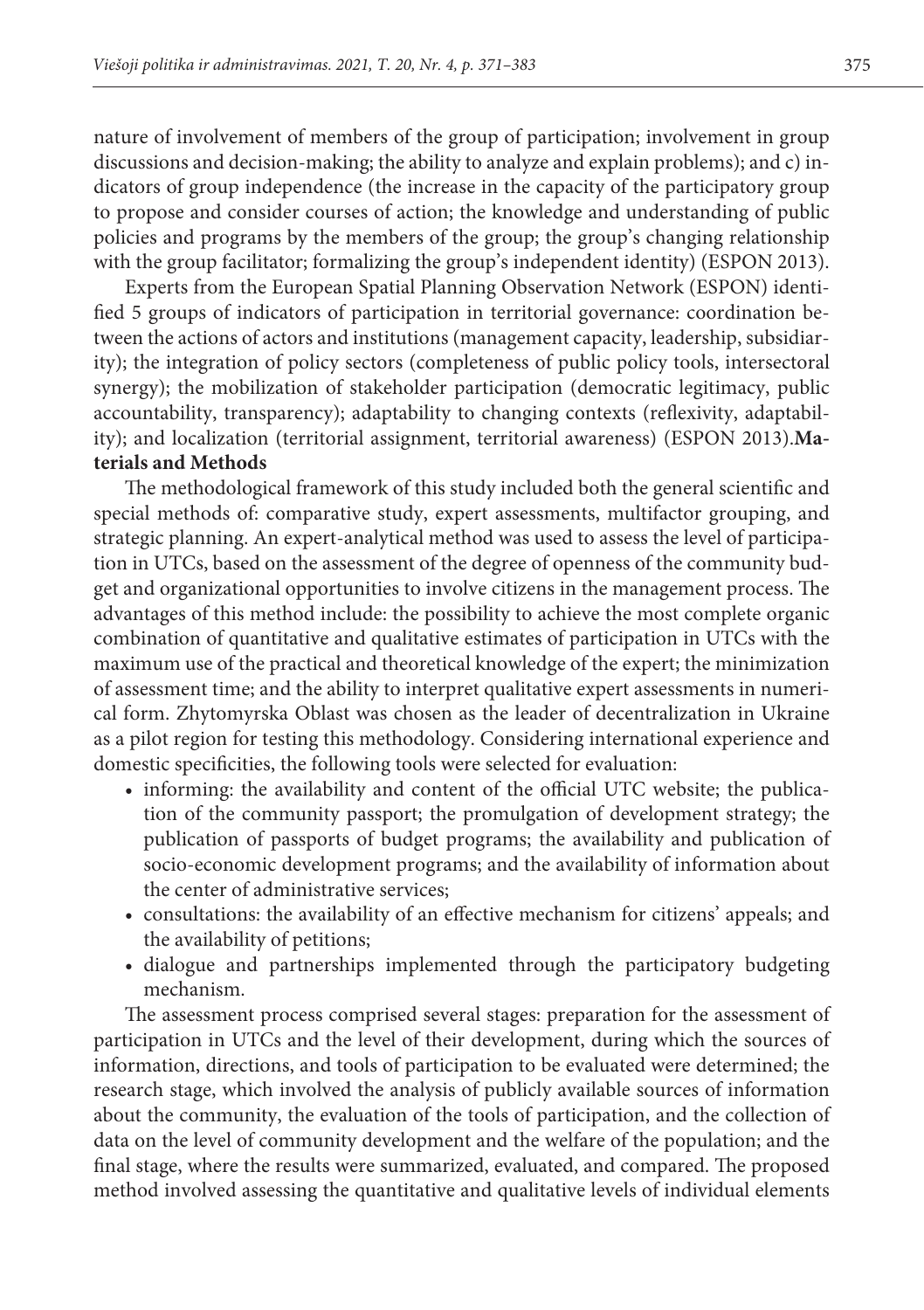nature of involvement of members of the group of participation; involvement in group discussions and decision-making; the ability to analyze and explain problems); and c) indicators of group independence (the increase in the capacity of the participatory group to propose and consider courses of action; the knowledge and understanding of public policies and programs by the members of the group; the group's changing relationship with the group facilitator; formalizing the group's independent identity) (ESPON 2013).

Experts from the European Spatial Planning Observation Network (ESPON) identified 5 groups of indicators of participation in territorial governance: coordination between the actions of actors and institutions (management capacity, leadership, subsidiarity); the integration of policy sectors (completeness of public policy tools, intersectoral synergy); the mobilization of stakeholder participation (democratic legitimacy, public accountability, transparency); adaptability to changing contexts (reflexivity, adaptability); and localization (territorial assignment, territorial awareness) (ESPON 2013).

**Materials and Methods**

The methodological framework of this study included both the general scientific and special methods of: comparative study, expert assessments, multifactor grouping, and strategic planning. An expert-analytical method was used to assess the level of participation in UTCs, based on the assessment of the degree of openness of the community budget and organizational opportunities to involve citizens in the management process. The advantages of this method include: the possibility to achieve the most complete organic combination of quantitative and qualitative estimates of participation in UTCs with the maximum use of the practical and theoretical knowledge of the expert; the minimization of assessment time; and the ability to interpret qualitative expert assessments in numerical form. Zhytomyrska Oblast was chosen as the leader of decentralization in Ukraine as a pilot region for testing this methodology. Considering international experience and domestic specificities, the following tools were selected for evaluation:

- informing: the availability and content of the official UTC website; the publication of the community passport; the promulgation of development strategy; the publication of passports of budget programs; the availability and publication of socio-economic development programs; and the availability of information about the center of administrative services;
- consultations: the availability of an effective mechanism for citizens' appeals; and the availability of petitions;
- dialogue and partnerships implemented through the participatory budgeting mechanism.

The assessment process comprised several stages: preparation for the assessment of participation in UTCs and the level of their development, during which the sources of information, directions, and tools of participation to be evaluated were determined; the research stage, which involved the analysis of publicly available sources of information about the community, the evaluation of the tools of participation, and the collection of data on the level of community development and the welfare of the population; and the final stage, where the results were summarized, evaluated, and compared. The proposed method involved assessing the quantitative and qualitative levels of individual elements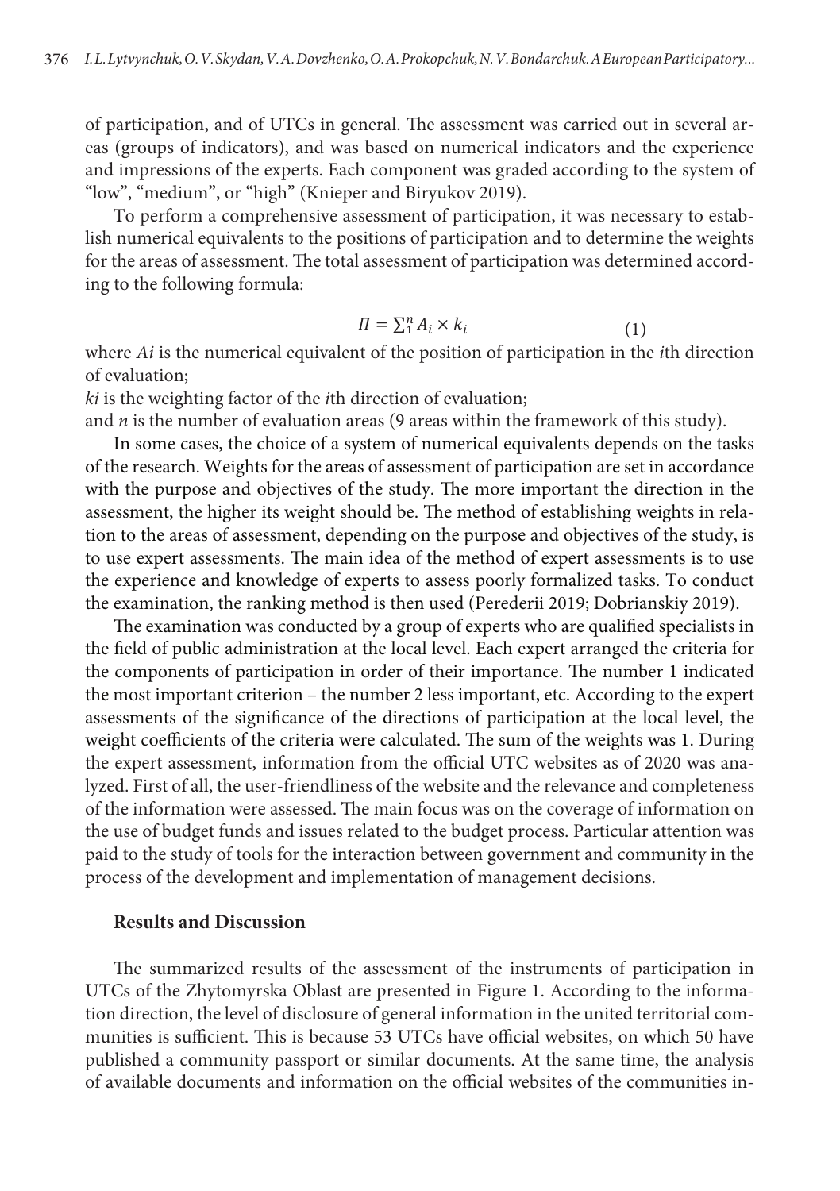of participation, and of UTCs in general. The assessment was carried out in several areas (groups of indicators), and was based on numerical indicators and the experience and impressions of the experts. Each component was graded according to the system of "low", "medium", or "high" (Knieper and Biryukov 2019).

To perform a comprehensive assessment of participation, it was necessary to establish numerical equivalents to the positions of participation and to determine the weights for the areas of assessment. The total assessment of participation was determined according to the following formula:

$$\Pi = \sum_{1}^{n} A_i \times k_i \tag{1}$$

where $Ai$ is the numerical equivalent of the position of participation in the *i*th direction of evaluation;

$ki$ is the weighting factor of the *i*th direction of evaluation;

and $n$ is the number of evaluation areas (9 areas within the framework of this study).

In some cases, the choice of a system of numerical equivalents depends on the tasks of the research. Weights for the areas of assessment of participation are set in accordance with the purpose and objectives of the study. The more important the direction in the assessment, the higher its weight should be. The method of establishing weights in relation to the areas of assessment, depending on the purpose and objectives of the study, is to use expert assessments. The main idea of the method of expert assessments is to use the experience and knowledge of experts to assess poorly formalized tasks. To conduct the examination, the ranking method is then used (Perederii 2019; Dobrianskiy 2019).

The examination was conducted by a group of experts who are qualified specialists in the field of public administration at the local level. Each expert arranged the criteria for the components of participation in order of their importance. The number 1 indicated the most important criterion – the number 2 less important, etc. According to the expert assessments of the significance of the directions of participation at the local level, the weight coefficients of the criteria were calculated. The sum of the weights was 1. During the expert assessment, information from the official UTC websites as of 2020 was analyzed. First of all, the user-friendliness of the website and the relevance and completeness of the information were assessed. The main focus was on the coverage of information on the use of budget funds and issues related to the budget process. Particular attention was paid to the study of tools for the interaction between government and community in the process of the development and implementation of management decisions.

## Results and Discussion

The summarized results of the assessment of the instruments of participation in UTCs of the Zhytomyrska Oblast are presented in Figure 1. According to the information direction, the level of disclosure of general information in the united territorial communities is sufficient. This is because 53 UTCs have official websites, on which 50 have published a community passport or similar documents. At the same time, the analysis of available documents and information on the official websites of the communities in-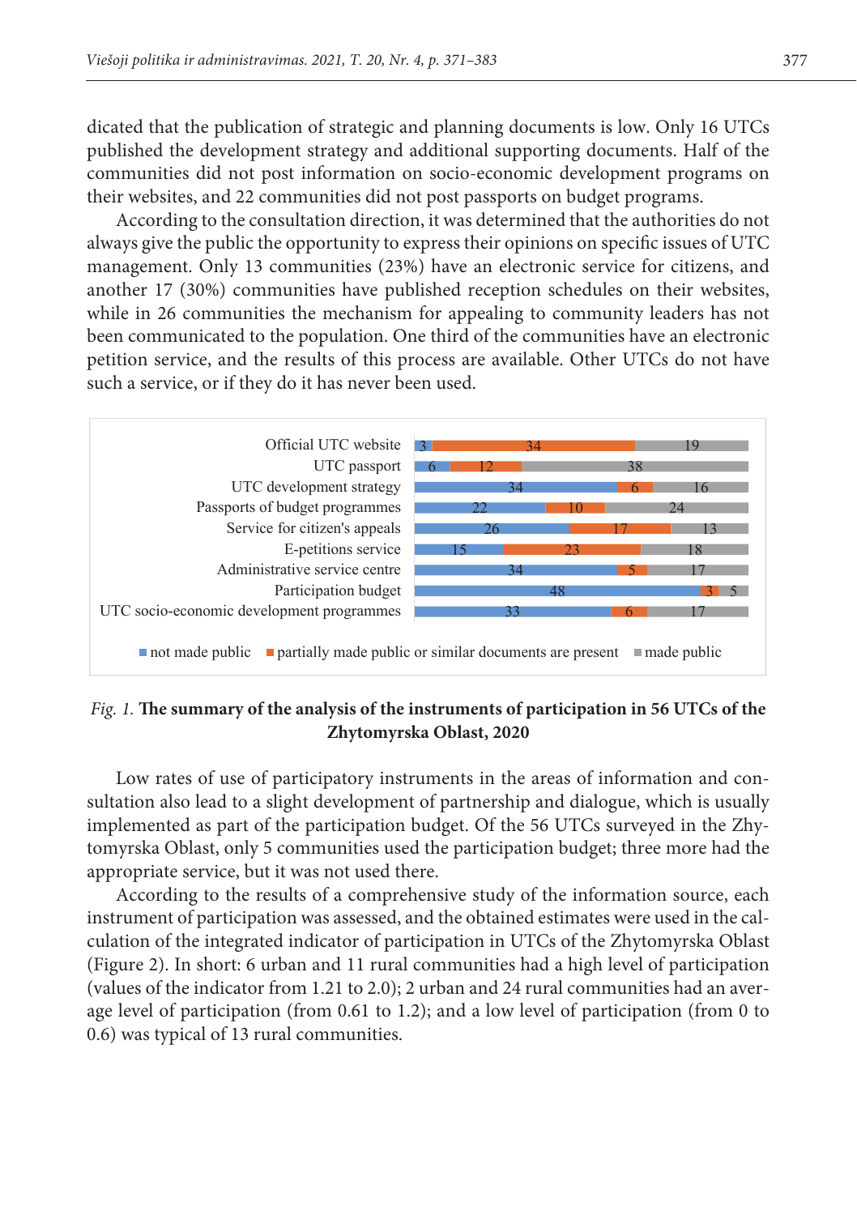dicated that the publication of strategic and planning documents is low. Only 16 UTCs published the development strategy and additional supporting documents. Half of the communities did not post information on socio-economic development programs on their websites, and 22 communities did not post passports on budget programs.

According to the consultation direction, it was determined that the authorities do not always give the public the opportunity to express their opinions on specific issues of UTC management. Only 13 communities (23%) have an electronic service for citizens, and another 17 (30%) communities have published reception schedules on their websites, while in 26 communities the mechanism for appealing to community leaders has not been communicated to the population. One third of the communities have an electronic petition service, and the results of this process are available. Other UTCs do not have such a service, or if they do it has never been used.

| | not made public | partially made public or similar documents are present | made public |
|---|---|---|---|
| Official UTC website | 3 | 34 | 19 |
| UTC passport | 6 | 12 | 38 |
| UTC development strategy | 34 | 6 | 16 |
| Passports of budget programmes | 22 | 10 | 24 |
| Service for citizen's appeals | 26 | 17 | 13 |
| E-petitions service | 15 | 23 | 18 |
| Administrative service centre | 34 | 5 | 17 |
| Participation budget | 48 | 3 | 5 |
| UTC socio-economic development programmes | 33 | 6 | 17 |

*Fig. 1.* **The summary of the analysis of the instruments of participation in 56 UTCs of the Zhytomyrska Oblast, 2020**

Low rates of use of participatory instruments in the areas of information and consultation also lead to a slight development of partnership and dialogue, which is usually implemented as part of the participation budget. Of the 56 UTCs surveyed in the Zhytomyrska Oblast, only 5 communities used the participation budget; three more had the appropriate service, but it was not used there.

According to the results of a comprehensive study of the information source, each instrument of participation was assessed, and the obtained estimates were used in the calculation of the integrated indicator of participation in UTCs of the Zhytomyrska Oblast (Figure 2). In short: 6 urban and 11 rural communities had a high level of participation (values of the indicator from 1.21 to 2.0); 2 urban and 24 rural communities had an average level of participation (from 0.61 to 1.2); and a low level of participation (from 0 to 0.6) was typical of 13 rural communities.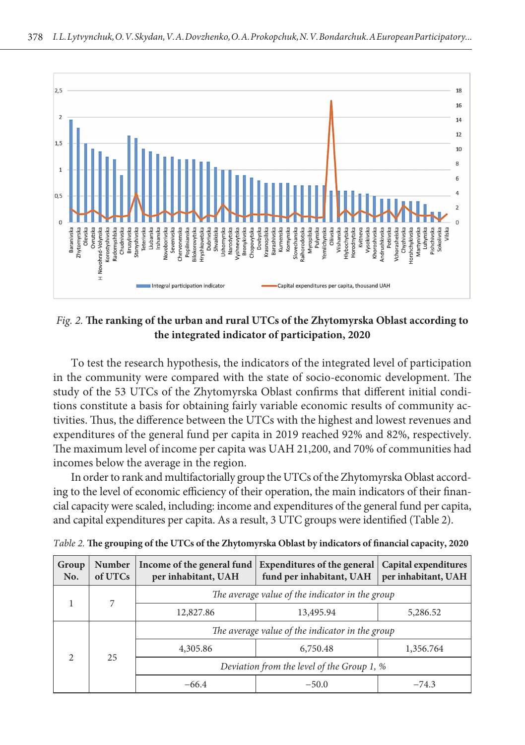*Fig. 2.* **The ranking of the urban and rural UTCs of the Zhytomyrska Oblast according to the integrated indicator of participation, 2020**

To test the research hypothesis, the indicators of the integrated level of participation in the community were compared with the state of socio-economic development. The study of the 53 UTCs of the Zhytomyrska Oblast confirms that different initial conditions constitute a basis for obtaining fairly variable economic results of community activities. Thus, the difference between the UTCs with the highest and lowest revenues and expenditures of the general fund per capita in 2019 reached 92% and 82%, respectively. The maximum level of income per capita was UAH 21,200, and 70% of communities had incomes below the average in the region.

In order to rank and multifactorially group the UTCs of the Zhytomyrska Oblast according to the level of economic efficiency of their operation, the main indicators of their financial capacity were scaled, including: income and expenditures of the general fund per capita, and capital expenditures per capita. As a result, 3 UTC groups were identified (Table 2).

*Table 2.* **The grouping of the UTCs of the Zhytomyrska Oblast by indicators of financial capacity, 2020**

| Group No. | Number of UTCs | Income of the general fund per inhabitant, UAH | Expenditures of the general fund per inhabitant, UAH | Capital expenditures per inhabitant, UAH |
|---|---|---|---|---|
| 1 | 7 | *The average value of the indicator in the group* | | |
| | | 12,827.86 | 13,495.94 | 5,286.52 |
| 2 | 25 | *The average value of the indicator in the group* | | |
| | | 4,305.86 | 6,750.48 | 1,356.764 |
| | | *Deviation from the level of the Group 1, %* | | |
| | | −66.4 | −50.0 | −74.3 |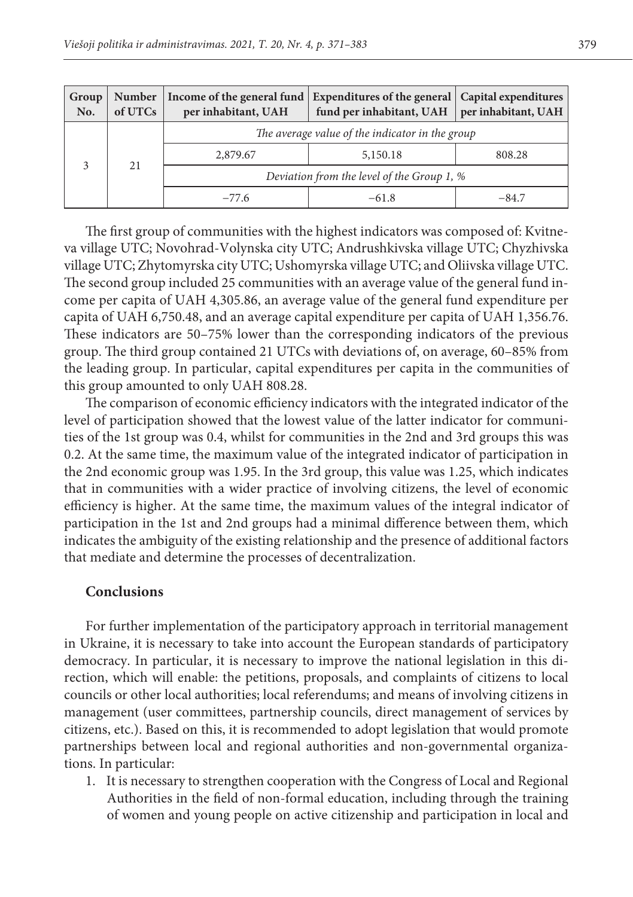| Group No. | Number of UTCs | Income of the general fund per inhabitant, UAH | Expenditures of the general fund per inhabitant, UAH | Capital expenditures per inhabitant, UAH |
|---|---|---|---|---|
| 3 | 21 | *The average value of the indicator in the group* | | |
| | | 2,879.67 | 5,150.18 | 808.28 |
| | | *Deviation from the level of the Group 1, %* | | |
| | | −77.6 | −61.8 | −84.7 |

The first group of communities with the highest indicators was composed of: Kvitneva village UTC; Novohrad-Volynska city UTC; Andrushkivska village UTC; Chyzhivska village UTC; Zhytomyrska city UTC; Ushomyrska village UTC; and Oliivska village UTC. The second group included 25 communities with an average value of the general fund income per capita of UAH 4,305.86, an average value of the general fund expenditure per capita of UAH 6,750.48, and an average capital expenditure per capita of UAH 1,356.76. These indicators are 50–75% lower than the corresponding indicators of the previous group. The third group contained 21 UTCs with deviations of, on average, 60–85% from the leading group. In particular, capital expenditures per capita in the communities of this group amounted to only UAH 808.28.

The comparison of economic efficiency indicators with the integrated indicator of the level of participation showed that the lowest value of the latter indicator for communities of the 1st group was 0.4, whilst for communities in the 2nd and 3rd groups this was 0.2. At the same time, the maximum value of the integrated indicator of participation in the 2nd economic group was 1.95. In the 3rd group, this value was 1.25, which indicates that in communities with a wider practice of involving citizens, the level of economic efficiency is higher. At the same time, the maximum values of the integral indicator of participation in the 1st and 2nd groups had a minimal difference between them, which indicates the ambiguity of the existing relationship and the presence of additional factors that mediate and determine the processes of decentralization.

## Conclusions

For further implementation of the participatory approach in territorial management in Ukraine, it is necessary to take into account the European standards of participatory democracy. In particular, it is necessary to improve the national legislation in this direction, which will enable: the petitions, proposals, and complaints of citizens to local councils or other local authorities; local referendums; and means of involving citizens in management (user committees, partnership councils, direct management of services by citizens, etc.). Based on this, it is recommended to adopt legislation that would promote partnerships between local and regional authorities and non-governmental organizations. In particular:

1. It is necessary to strengthen cooperation with the Congress of Local and Regional Authorities in the field of non-formal education, including through the training of women and young people on active citizenship and participation in local and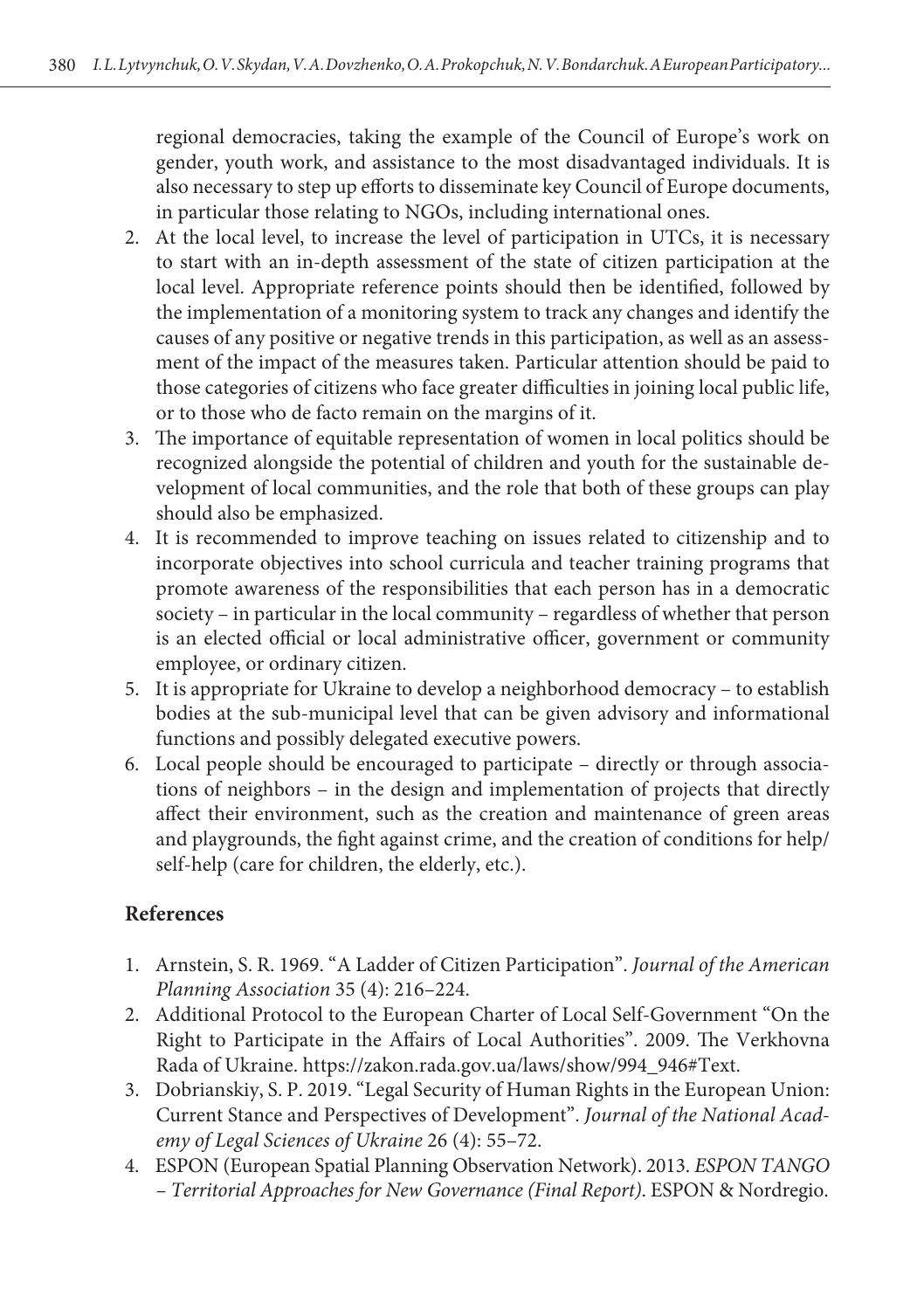regional democracies, taking the example of the Council of Europe's work on gender, youth work, and assistance to the most disadvantaged individuals. It is also necessary to step up efforts to disseminate key Council of Europe documents, in particular those relating to NGOs, including international ones.

2. At the local level, to increase the level of participation in UTCs, it is necessary to start with an in-depth assessment of the state of citizen participation at the local level. Appropriate reference points should then be identified, followed by the implementation of a monitoring system to track any changes and identify the causes of any positive or negative trends in this participation, as well as an assessment of the impact of the measures taken. Particular attention should be paid to those categories of citizens who face greater difficulties in joining local public life, or to those who de facto remain on the margins of it.
3. The importance of equitable representation of women in local politics should be recognized alongside the potential of children and youth for the sustainable development of local communities, and the role that both of these groups can play should also be emphasized.
4. It is recommended to improve teaching on issues related to citizenship and to incorporate objectives into school curricula and teacher training programs that promote awareness of the responsibilities that each person has in a democratic society – in particular in the local community – regardless of whether that person is an elected official or local administrative officer, government or community employee, or ordinary citizen.
5. It is appropriate for Ukraine to develop a neighborhood democracy – to establish bodies at the sub-municipal level that can be given advisory and informational functions and possibly delegated executive powers.
6. Local people should be encouraged to participate – directly or through associations of neighbors – in the design and implementation of projects that directly affect their environment, such as the creation and maintenance of green areas and playgrounds, the fight against crime, and the creation of conditions for help/self-help (care for children, the elderly, etc.).

## References

1. Arnstein, S. R. 1969. "A Ladder of Citizen Participation". *Journal of the American Planning Association* 35 (4): 216–224.
2. Additional Protocol to the European Charter of Local Self-Government "On the Right to Participate in the Affairs of Local Authorities". 2009. The Verkhovna Rada of Ukraine. https://zakon.rada.gov.ua/laws/show/994_946#Text.
3. Dobrianskiy, S. P. 2019. "Legal Security of Human Rights in the European Union: Current Stance and Perspectives of Development". *Journal of the National Academy of Legal Sciences of Ukraine* 26 (4): 55–72.
4. ESPON (European Spatial Planning Observation Network). 2013. *ESPON TANGO – Territorial Approaches for New Governance (Final Report)*. ESPON & Nordregio.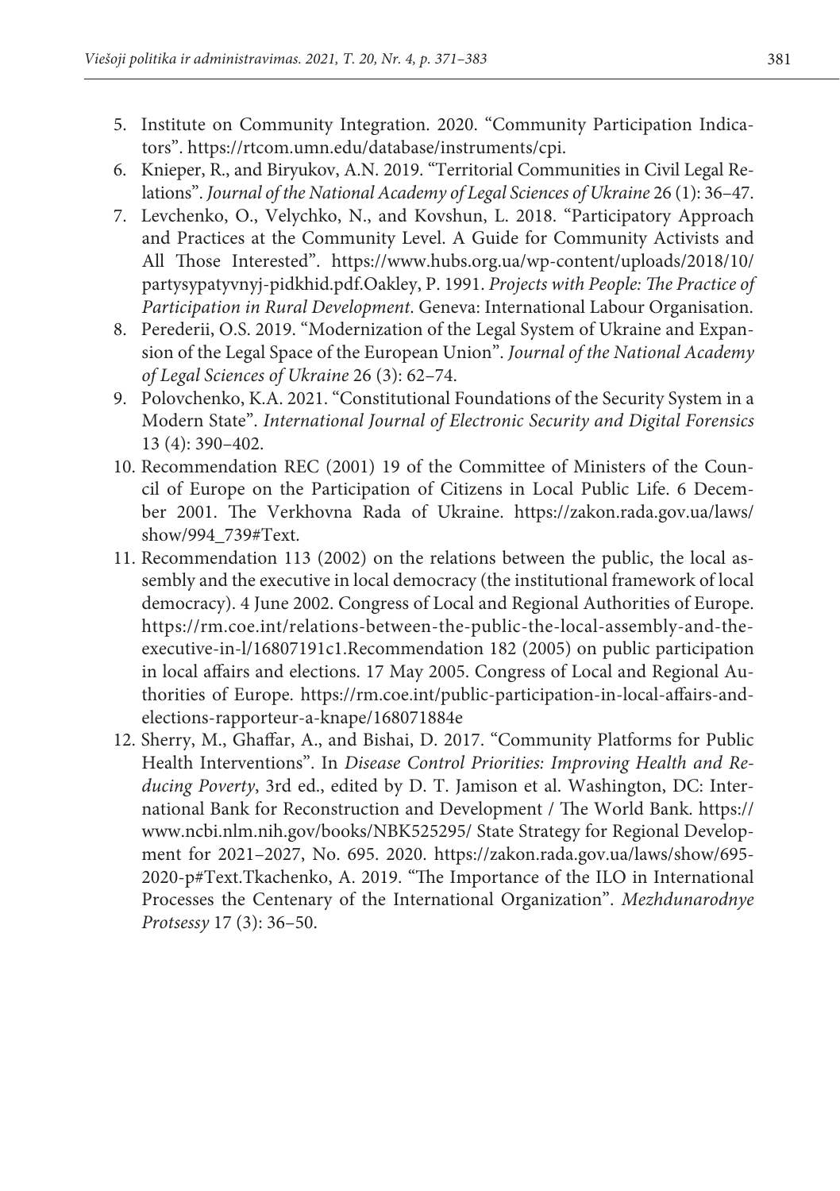5. Institute on Community Integration. 2020. "Community Participation Indicators". https://rtcom.umn.edu/database/instruments/cpi.
6. Knieper, R., and Biryukov, A.N. 2019. "Territorial Communities in Civil Legal Relations". *Journal of the National Academy of Legal Sciences of Ukraine* 26 (1): 36–47.
7. Levchenko, O., Velychko, N., and Kovshun, L. 2018. "Participatory Approach and Practices at the Community Level. A Guide for Community Activists and All Those Interested". https://www.hubs.org.ua/wp-content/uploads/2018/10/partysypatyvnyj-pidkhid.pdf.Oakley, P. 1991. *Projects with People: The Practice of Participation in Rural Development*. Geneva: International Labour Organisation.
8. Perederii, O.S. 2019. "Modernization of the Legal System of Ukraine and Expansion of the Legal Space of the European Union". *Journal of the National Academy of Legal Sciences of Ukraine* 26 (3): 62–74.
9. Polovchenko, K.A. 2021. "Constitutional Foundations of the Security System in a Modern State". *International Journal of Electronic Security and Digital Forensics* 13 (4): 390–402.
10. Recommendation REC (2001) 19 of the Committee of Ministers of the Council of Europe on the Participation of Citizens in Local Public Life. 6 December 2001. The Verkhovna Rada of Ukraine. https://zakon.rada.gov.ua/laws/show/994_739#Text.
11. Recommendation 113 (2002) on the relations between the public, the local assembly and the executive in local democracy (the institutional framework of local democracy). 4 June 2002. Congress of Local and Regional Authorities of Europe. https://rm.coe.int/relations-between-the-public-the-local-assembly-and-the-executive-in-l/16807191c1.Recommendation 182 (2005) on public participation in local affairs and elections. 17 May 2005. Congress of Local and Regional Authorities of Europe. https://rm.coe.int/public-participation-in-local-affairs-and-elections-rapporteur-a-knape/168071884e
12. Sherry, M., Ghaffar, A., and Bishai, D. 2017. "Community Platforms for Public Health Interventions". In *Disease Control Priorities: Improving Health and Reducing Poverty*, 3rd ed., edited by D. T. Jamison et al. Washington, DC: International Bank for Reconstruction and Development / The World Bank. https://www.ncbi.nlm.nih.gov/books/NBK525295/ State Strategy for Regional Development for 2021–2027, No. 695. 2020. https://zakon.rada.gov.ua/laws/show/695-2020-p#Text.Tkachenko, A. 2019. "The Importance of the ILO in International Processes the Centenary of the International Organization". *Mezhdunarodnye Protsessy* 17 (3): 36–50.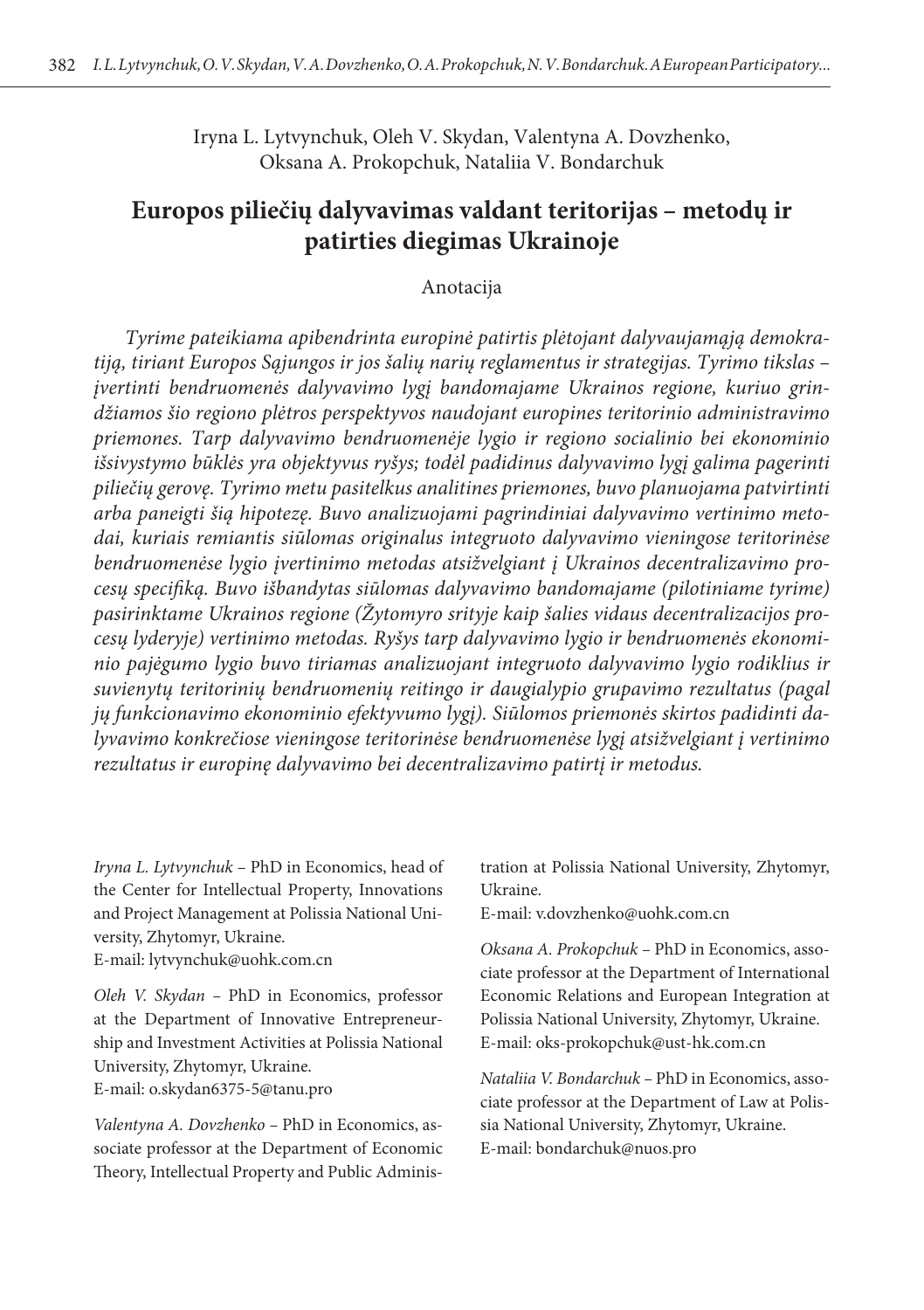Iryna L. Lytvynchuk, Oleh V. Skydan, Valentyna A. Dovzhenko, Oksana A. Prokopchuk, Nataliia V. Bondarchuk

# Europos piliečių dalyvavimas valdant teritorijas – metodų ir patirties diegimas Ukrainoje

## Anotacija

*Tyrime pateikiama apibendrinta europinė patirtis plėtojant dalyvaujamąją demokratiją, tiriant Europos Sąjungos ir jos šalių narių reglamentus ir strategijas. Tyrimo tikslas – įvertinti bendruomenės dalyvavimo lygį bandomajame Ukrainos regione, kuriuo grindžiamos šio regiono plėtros perspektyvos naudojant europines teritorinio administravimo priemones. Tarp dalyvavimo bendruomenėje lygio ir regiono socialinio bei ekonominio išsivystymo būklės yra objektyvus ryšys; todėl padidinus dalyvavimo lygį galima pagerinti piliečių gerovę. Tyrimo metu pasitelkus analitines priemones, buvo planuojama patvirtinti arba paneigti šią hipotezę. Buvo analizuojami pagrindiniai dalyvavimo vertinimo metodai, kuriais remiantis siūlomas originalus integruoto dalyvavimo vieningose teritorinėse bendruomenėse lygio įvertinimo metodas atsižvelgiant į Ukrainos decentralizavimo procesų specifiką. Buvo išbandytas siūlomas dalyvavimo bandomajame (pilotiniame tyrime) pasirinktame Ukrainos regione (Žytomyro srityje kaip šalies vidaus decentralizacijos procesų lyderyje) vertinimo metodas. Ryšys tarp dalyvavimo lygio ir bendruomenės ekonominio pajėgumo lygio buvo tiriamas analizuojant integruoto dalyvavimo lygio rodiklius ir suvienytų teritorinių bendruomenių reitingo ir daugialypio grupavimo rezultatus (pagal jų funkcionavimo ekonominio efektyvumo lygį). Siūlomos priemonės skirtos padidinti dalyvavimo konkrečiose vieningose teritorinėse bendruomenėse lygį atsižvelgiant į vertinimo rezultatus ir europinę dalyvavimo bei decentralizavimo patirtį ir metodus.*

*Iryna L. Lytvynchuk* – PhD in Economics, head of the Center for Intellectual Property, Innovations and Project Management at Polissia National University, Zhytomyr, Ukraine.
E-mail: lytvynchuk@uohk.com.cn

*Oleh V. Skydan* – PhD in Economics, professor at the Department of Innovative Entrepreneurship and Investment Activities at Polissia National University, Zhytomyr, Ukraine.
E-mail: o.skydan6375-5@tanu.pro

*Valentyna A. Dovzhenko* – PhD in Economics, associate professor at the Department of Economic Theory, Intellectual Property and Public Administration at Polissia National University, Zhytomyr, Ukraine.
E-mail: v.dovzhenko@uohk.com.cn

*Oksana A. Prokopchuk* – PhD in Economics, associate professor at the Department of International Economic Relations and European Integration at Polissia National University, Zhytomyr, Ukraine.
E-mail: oks-prokopchuk@ust-hk.com.cn

*Nataliia V. Bondarchuk* – PhD in Economics, associate professor at the Department of Law at Polissia National University, Zhytomyr, Ukraine.
E-mail: bondarchuk@nuos.pro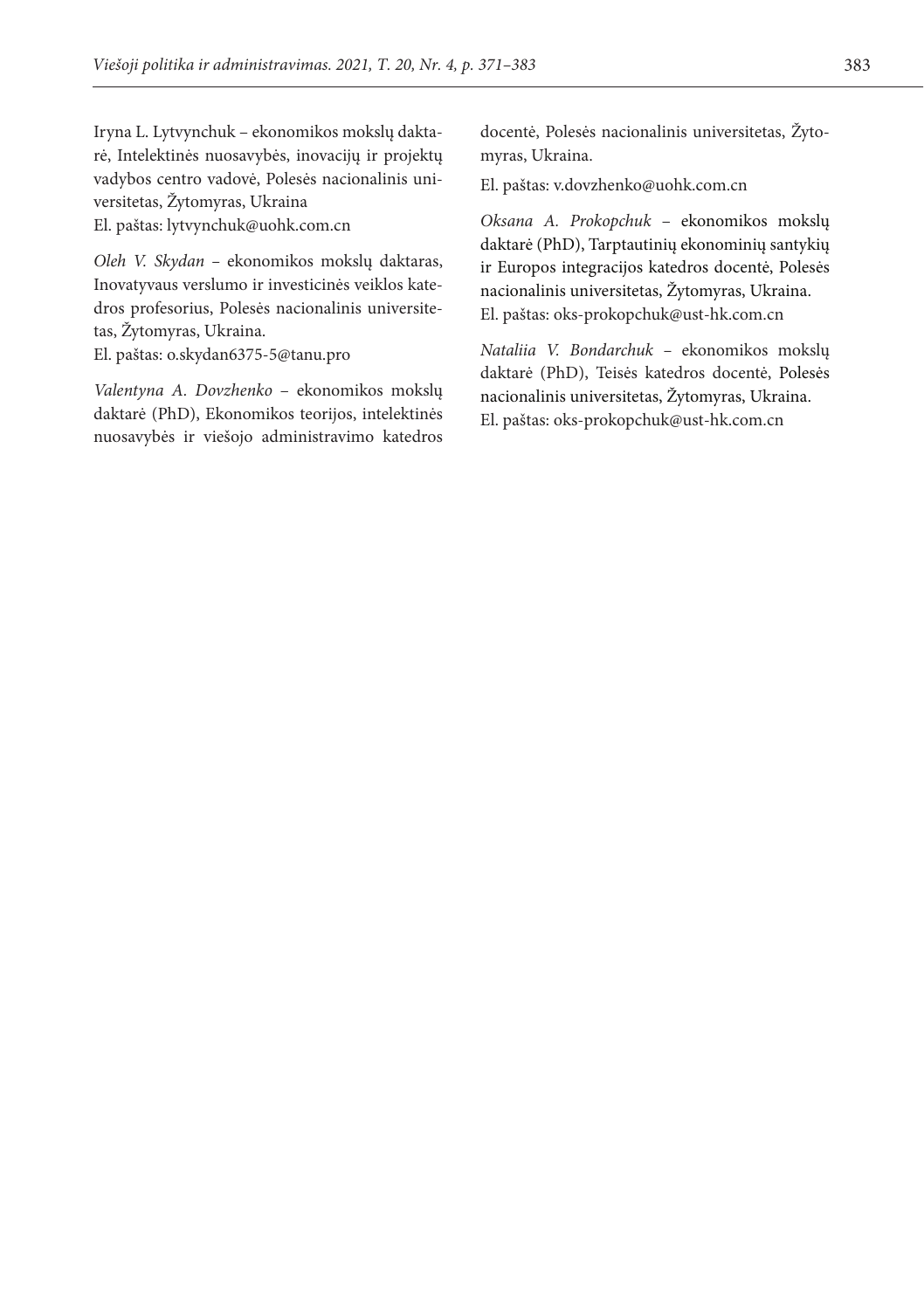Iryna L. Lytvynchuk – ekonomikos mokslų daktarė, Intelektinės nuosavybės, inovacijų ir projektų vadybos centro vadovė, Polesės nacionalinis universitetas, Žytomyras, Ukraina
El. paštas: lytvynchuk@uohk.com.cn

*Oleh V. Skydan* – ekonomikos mokslų daktaras, Inovatyvaus verslumo ir investicinės veiklos katedros profesorius, Polesės nacionalinis universitetas, Žytomyras, Ukraina.
El. paštas: o.skydan6375-5@tanu.pro

*Valentyna A. Dovzhenko* – ekonomikos mokslų daktarė (PhD), Ekonomikos teorijos, intelektinės nuosavybės ir viešojo administravimo katedros docentė, Polesės nacionalinis universitetas, Žytomyras, Ukraina.
El. paštas: v.dovzhenko@uohk.com.cn

*Oksana A. Prokopchuk* – ekonomikos mokslų daktarė (PhD), Tarptautinių ekonominių santykių ir Europos integracijos katedros docentė, Polesės nacionalinis universitetas, Žytomyras, Ukraina.
El. paštas: oks-prokopchuk@ust-hk.com.cn

*Nataliia V. Bondarchuk* – ekonomikos mokslų daktarė (PhD), Teisės katedros docentė, Polesės nacionalinis universitetas, Žytomyras, Ukraina.
El. paštas: oks-prokopchuk@ust-hk.com.cn